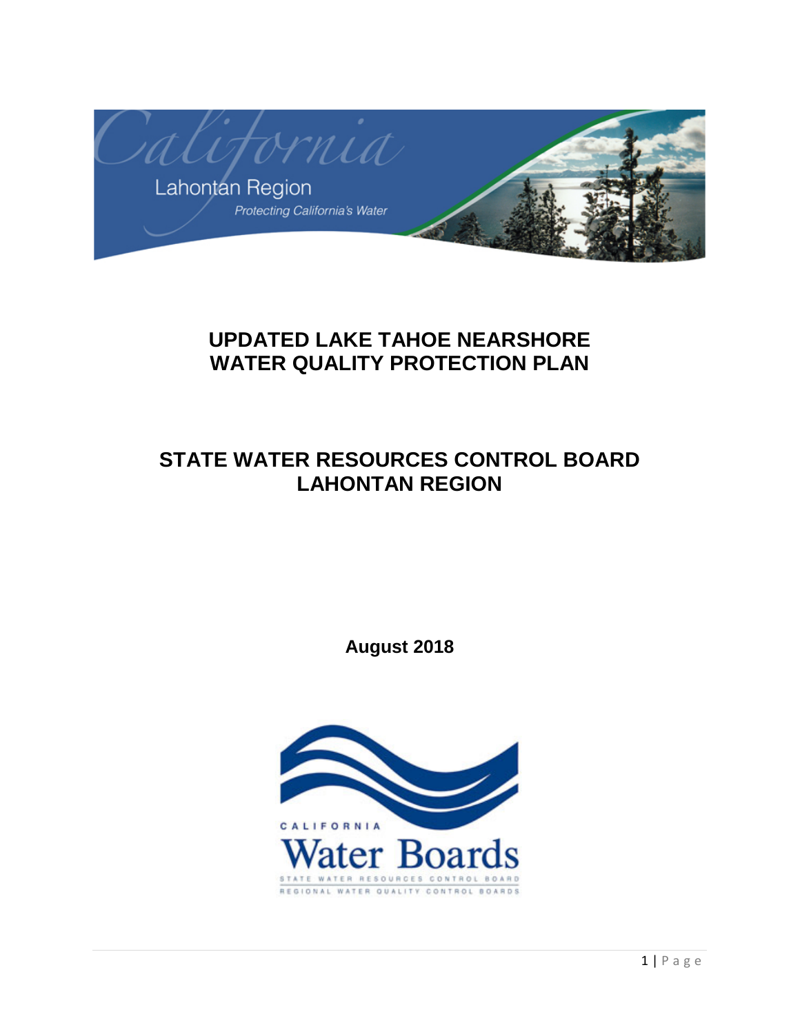California
Lahontan Region
*Protecting California's Water*

# UPDATED LAKE TAHOE NEARSHORE WATER QUALITY PROTECTION PLAN

## STATE WATER RESOURCES CONTROL BOARD LAHONTAN REGION

**August 2018**

CALIFORNIA
Water Boards
STATE WATER RESOURCES CONTROL BOARD
REGIONAL WATER QUALITY CONTROL BOARDS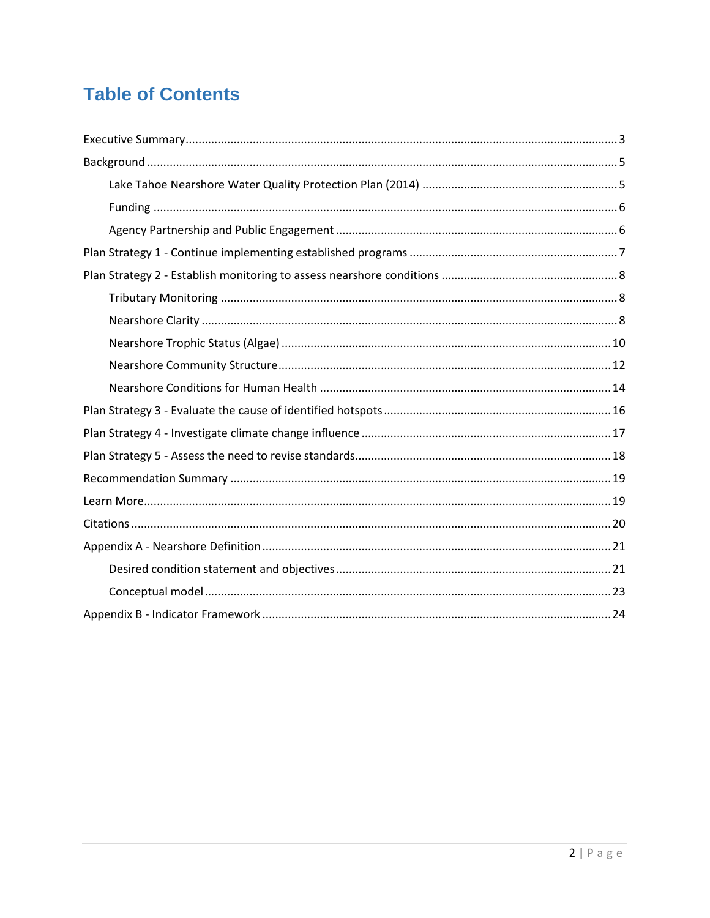# Table of Contents

- Executive Summary ... 3
- Background ... 5
  - Lake Tahoe Nearshore Water Quality Protection Plan (2014) ... 5
  - Funding ... 6
  - Agency Partnership and Public Engagement ... 6
- Plan Strategy 1 - Continue implementing established programs ... 7
- Plan Strategy 2 - Establish monitoring to assess nearshore conditions ... 8
  - Tributary Monitoring ... 8
  - Nearshore Clarity ... 8
  - Nearshore Trophic Status (Algae) ... 10
  - Nearshore Community Structure ... 12
  - Nearshore Conditions for Human Health ... 14
- Plan Strategy 3 - Evaluate the cause of identified hotspots ... 16
- Plan Strategy 4 - Investigate climate change influence ... 17
- Plan Strategy 5 - Assess the need to revise standards ... 18
- Recommendation Summary ... 19
- Learn More ... 19
- Citations ... 20
- Appendix A - Nearshore Definition ... 21
  - Desired condition statement and objectives ... 21
  - Conceptual model ... 23
- Appendix B - Indicator Framework ... 24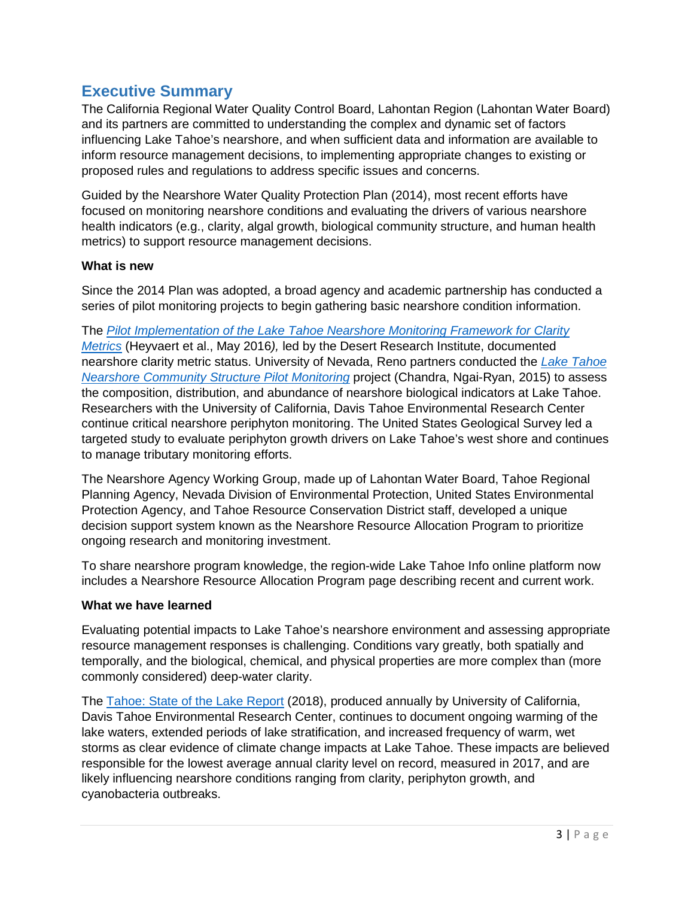## Executive Summary

The California Regional Water Quality Control Board, Lahontan Region (Lahontan Water Board) and its partners are committed to understanding the complex and dynamic set of factors influencing Lake Tahoe's nearshore, and when sufficient data and information are available to inform resource management decisions, to implementing appropriate changes to existing or proposed rules and regulations to address specific issues and concerns.

Guided by the Nearshore Water Quality Protection Plan (2014), most recent efforts have focused on monitoring nearshore conditions and evaluating the drivers of various nearshore health indicators (e.g., clarity, algal growth, biological community structure, and human health metrics) to support resource management decisions.

**What is new**

Since the 2014 Plan was adopted, a broad agency and academic partnership has conducted a series of pilot monitoring projects to begin gathering basic nearshore condition information.

The *Pilot Implementation of the Lake Tahoe Nearshore Monitoring Framework for Clarity Metrics* (Heyvaert et al., May 2016*),* led by the Desert Research Institute, documented nearshore clarity metric status. University of Nevada, Reno partners conducted the *Lake Tahoe Nearshore Community Structure Pilot Monitoring* project (Chandra, Ngai-Ryan, 2015) to assess the composition, distribution, and abundance of nearshore biological indicators at Lake Tahoe. Researchers with the University of California, Davis Tahoe Environmental Research Center continue critical nearshore periphyton monitoring. The United States Geological Survey led a targeted study to evaluate periphyton growth drivers on Lake Tahoe's west shore and continues to manage tributary monitoring efforts.

The Nearshore Agency Working Group, made up of Lahontan Water Board, Tahoe Regional Planning Agency, Nevada Division of Environmental Protection, United States Environmental Protection Agency, and Tahoe Resource Conservation District staff, developed a unique decision support system known as the Nearshore Resource Allocation Program to prioritize ongoing research and monitoring investment.

To share nearshore program knowledge, the region-wide Lake Tahoe Info online platform now includes a Nearshore Resource Allocation Program page describing recent and current work.

**What we have learned**

Evaluating potential impacts to Lake Tahoe's nearshore environment and assessing appropriate resource management responses is challenging. Conditions vary greatly, both spatially and temporally, and the biological, chemical, and physical properties are more complex than (more commonly considered) deep-water clarity.

The Tahoe: State of the Lake Report (2018), produced annually by University of California, Davis Tahoe Environmental Research Center, continues to document ongoing warming of the lake waters, extended periods of lake stratification, and increased frequency of warm, wet storms as clear evidence of climate change impacts at Lake Tahoe. These impacts are believed responsible for the lowest average annual clarity level on record, measured in 2017, and are likely influencing nearshore conditions ranging from clarity, periphyton growth, and cyanobacteria outbreaks.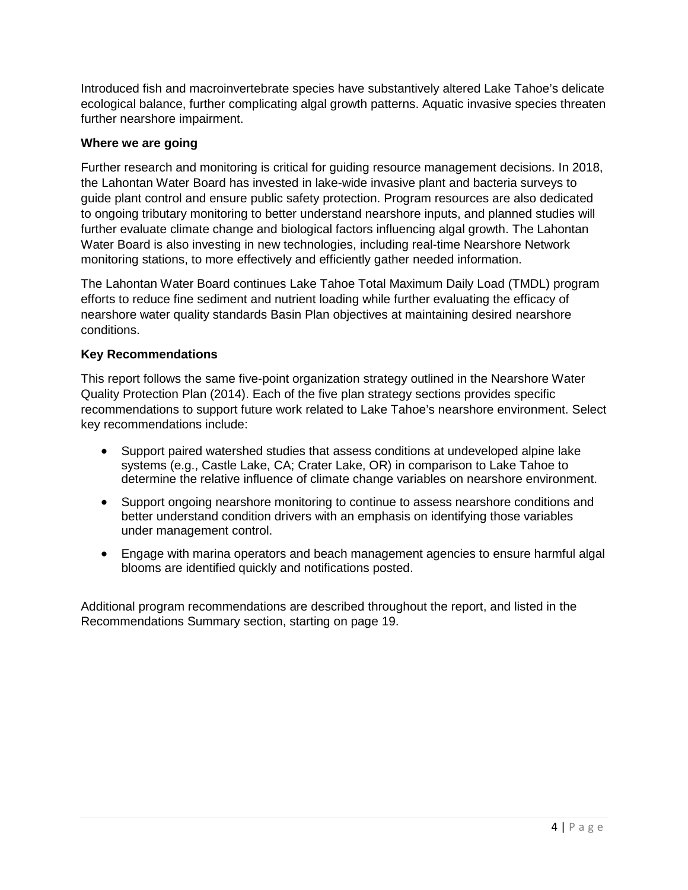Introduced fish and macroinvertebrate species have substantively altered Lake Tahoe's delicate ecological balance, further complicating algal growth patterns. Aquatic invasive species threaten further nearshore impairment.

**Where we are going**

Further research and monitoring is critical for guiding resource management decisions. In 2018, the Lahontan Water Board has invested in lake-wide invasive plant and bacteria surveys to guide plant control and ensure public safety protection. Program resources are also dedicated to ongoing tributary monitoring to better understand nearshore inputs, and planned studies will further evaluate climate change and biological factors influencing algal growth. The Lahontan Water Board is also investing in new technologies, including real-time Nearshore Network monitoring stations, to more effectively and efficiently gather needed information.

The Lahontan Water Board continues Lake Tahoe Total Maximum Daily Load (TMDL) program efforts to reduce fine sediment and nutrient loading while further evaluating the efficacy of nearshore water quality standards Basin Plan objectives at maintaining desired nearshore conditions.

**Key Recommendations**

This report follows the same five-point organization strategy outlined in the Nearshore Water Quality Protection Plan (2014). Each of the five plan strategy sections provides specific recommendations to support future work related to Lake Tahoe's nearshore environment. Select key recommendations include:

- Support paired watershed studies that assess conditions at undeveloped alpine lake systems (e.g., Castle Lake, CA; Crater Lake, OR) in comparison to Lake Tahoe to determine the relative influence of climate change variables on nearshore environment.
- Support ongoing nearshore monitoring to continue to assess nearshore conditions and better understand condition drivers with an emphasis on identifying those variables under management control.
- Engage with marina operators and beach management agencies to ensure harmful algal blooms are identified quickly and notifications posted.

Additional program recommendations are described throughout the report, and listed in the Recommendations Summary section, starting on page 19.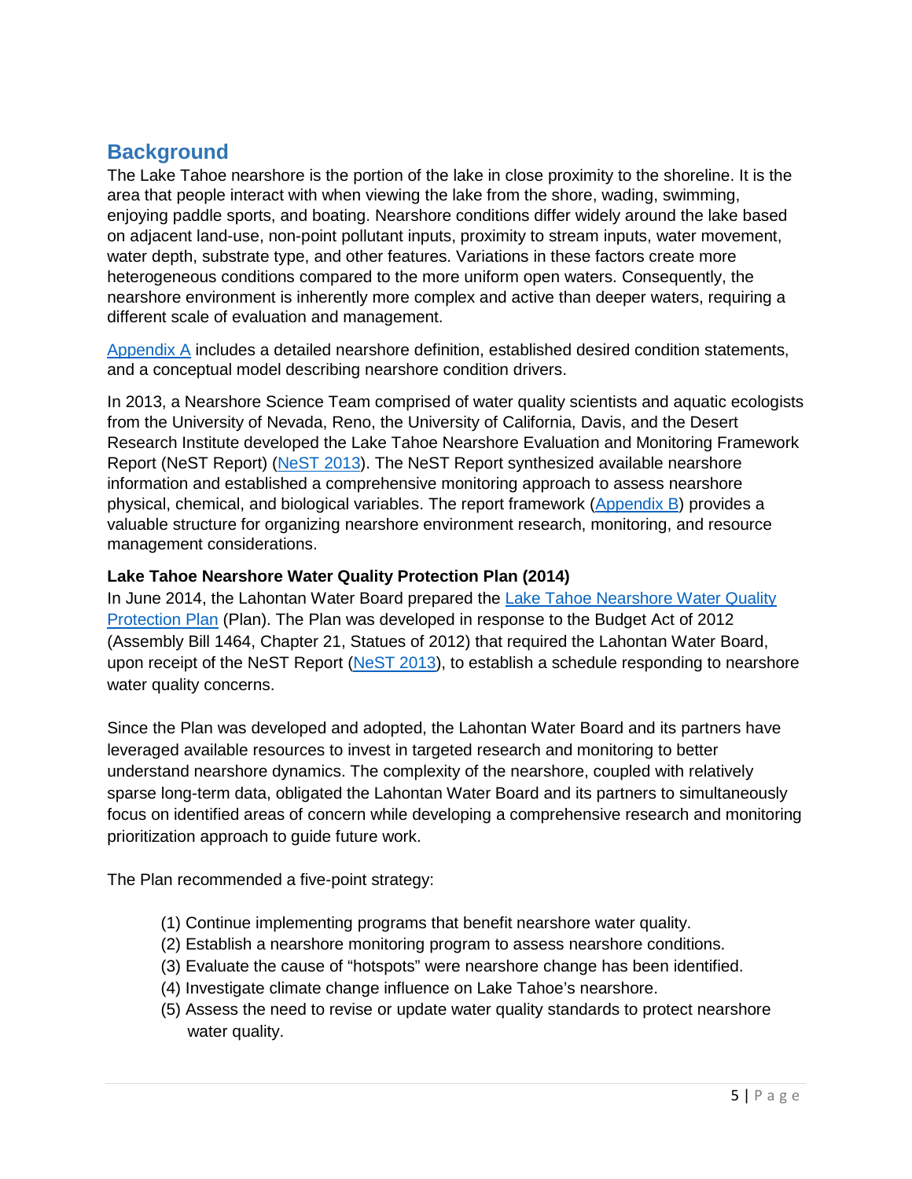## Background

The Lake Tahoe nearshore is the portion of the lake in close proximity to the shoreline. It is the area that people interact with when viewing the lake from the shore, wading, swimming, enjoying paddle sports, and boating. Nearshore conditions differ widely around the lake based on adjacent land-use, non-point pollutant inputs, proximity to stream inputs, water movement, water depth, substrate type, and other features. Variations in these factors create more heterogeneous conditions compared to the more uniform open waters. Consequently, the nearshore environment is inherently more complex and active than deeper waters, requiring a different scale of evaluation and management.

Appendix A includes a detailed nearshore definition, established desired condition statements, and a conceptual model describing nearshore condition drivers.

In 2013, a Nearshore Science Team comprised of water quality scientists and aquatic ecologists from the University of Nevada, Reno, the University of California, Davis, and the Desert Research Institute developed the Lake Tahoe Nearshore Evaluation and Monitoring Framework Report (NeST Report) (NeST 2013). The NeST Report synthesized available nearshore information and established a comprehensive monitoring approach to assess nearshore physical, chemical, and biological variables. The report framework (Appendix B) provides a valuable structure for organizing nearshore environment research, monitoring, and resource management considerations.

**Lake Tahoe Nearshore Water Quality Protection Plan (2014)**

In June 2014, the Lahontan Water Board prepared the Lake Tahoe Nearshore Water Quality Protection Plan (Plan). The Plan was developed in response to the Budget Act of 2012 (Assembly Bill 1464, Chapter 21, Statues of 2012) that required the Lahontan Water Board, upon receipt of the NeST Report (NeST 2013), to establish a schedule responding to nearshore water quality concerns.

Since the Plan was developed and adopted, the Lahontan Water Board and its partners have leveraged available resources to invest in targeted research and monitoring to better understand nearshore dynamics. The complexity of the nearshore, coupled with relatively sparse long-term data, obligated the Lahontan Water Board and its partners to simultaneously focus on identified areas of concern while developing a comprehensive research and monitoring prioritization approach to guide future work.

The Plan recommended a five-point strategy:

(1) Continue implementing programs that benefit nearshore water quality.
(2) Establish a nearshore monitoring program to assess nearshore conditions.
(3) Evaluate the cause of "hotspots" were nearshore change has been identified.
(4) Investigate climate change influence on Lake Tahoe's nearshore.
(5) Assess the need to revise or update water quality standards to protect nearshore water quality.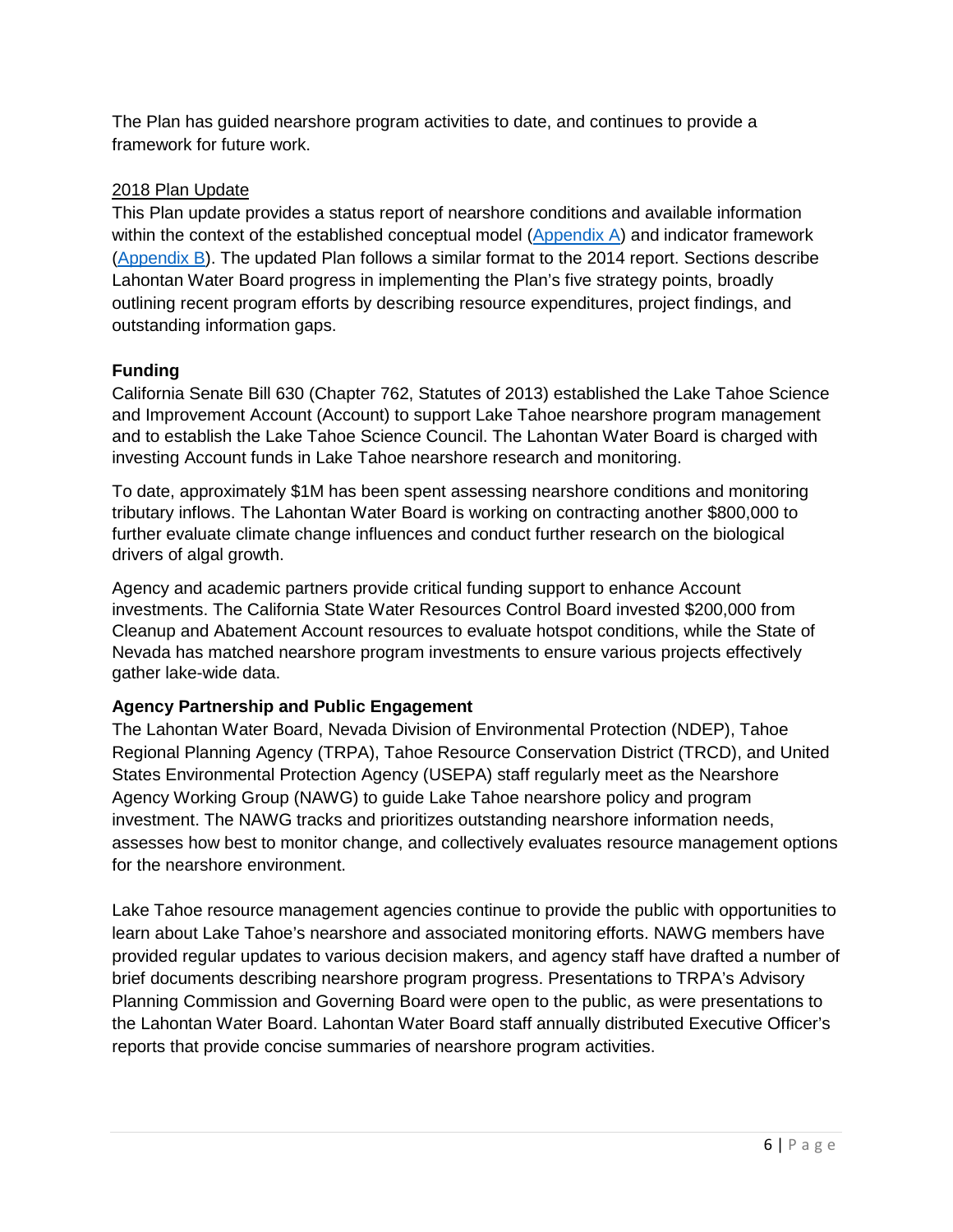The Plan has guided nearshore program activities to date, and continues to provide a framework for future work.

2018 Plan Update

This Plan update provides a status report of nearshore conditions and available information within the context of the established conceptual model (Appendix A) and indicator framework (Appendix B). The updated Plan follows a similar format to the 2014 report. Sections describe Lahontan Water Board progress in implementing the Plan's five strategy points, broadly outlining recent program efforts by describing resource expenditures, project findings, and outstanding information gaps.

**Funding**

California Senate Bill 630 (Chapter 762, Statutes of 2013) established the Lake Tahoe Science and Improvement Account (Account) to support Lake Tahoe nearshore program management and to establish the Lake Tahoe Science Council. The Lahontan Water Board is charged with investing Account funds in Lake Tahoe nearshore research and monitoring.

To date, approximately $1M has been spent assessing nearshore conditions and monitoring tributary inflows. The Lahontan Water Board is working on contracting another $800,000 to further evaluate climate change influences and conduct further research on the biological drivers of algal growth.

Agency and academic partners provide critical funding support to enhance Account investments. The California State Water Resources Control Board invested $200,000 from Cleanup and Abatement Account resources to evaluate hotspot conditions, while the State of Nevada has matched nearshore program investments to ensure various projects effectively gather lake-wide data.

**Agency Partnership and Public Engagement**

The Lahontan Water Board, Nevada Division of Environmental Protection (NDEP), Tahoe Regional Planning Agency (TRPA), Tahoe Resource Conservation District (TRCD), and United States Environmental Protection Agency (USEPA) staff regularly meet as the Nearshore Agency Working Group (NAWG) to guide Lake Tahoe nearshore policy and program investment. The NAWG tracks and prioritizes outstanding nearshore information needs, assesses how best to monitor change, and collectively evaluates resource management options for the nearshore environment.

Lake Tahoe resource management agencies continue to provide the public with opportunities to learn about Lake Tahoe's nearshore and associated monitoring efforts. NAWG members have provided regular updates to various decision makers, and agency staff have drafted a number of brief documents describing nearshore program progress. Presentations to TRPA's Advisory Planning Commission and Governing Board were open to the public, as were presentations to the Lahontan Water Board. Lahontan Water Board staff annually distributed Executive Officer's reports that provide concise summaries of nearshore program activities.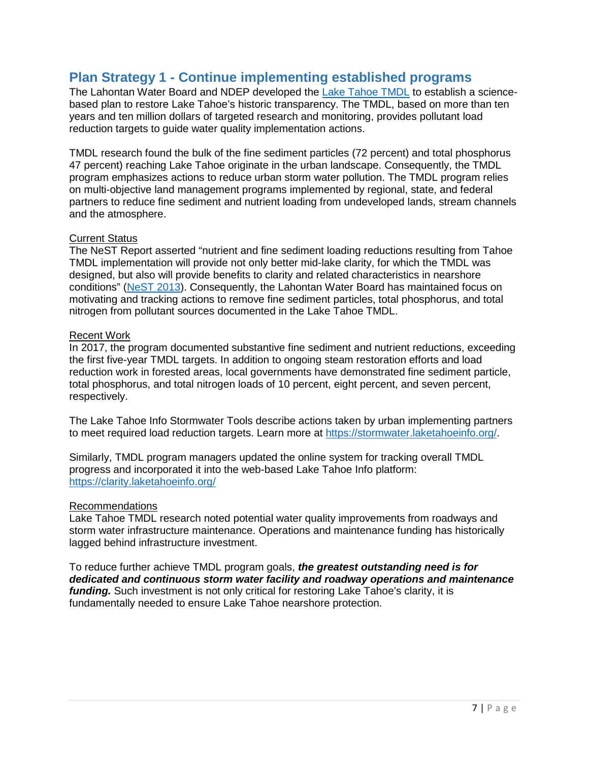## Plan Strategy 1 - Continue implementing established programs

The Lahontan Water Board and NDEP developed the [Lake Tahoe TMDL](#) to establish a science-based plan to restore Lake Tahoe's historic transparency. The TMDL, based on more than ten years and ten million dollars of targeted research and monitoring, provides pollutant load reduction targets to guide water quality implementation actions.

TMDL research found the bulk of the fine sediment particles (72 percent) and total phosphorus 47 percent) reaching Lake Tahoe originate in the urban landscape. Consequently, the TMDL program emphasizes actions to reduce urban storm water pollution. The TMDL program relies on multi-objective land management programs implemented by regional, state, and federal partners to reduce fine sediment and nutrient loading from undeveloped lands, stream channels and the atmosphere.

<u>Current Status</u>

The NeST Report asserted "nutrient and fine sediment loading reductions resulting from Tahoe TMDL implementation will provide not only better mid-lake clarity, for which the TMDL was designed, but also will provide benefits to clarity and related characteristics in nearshore conditions" ([NeST 2013](#)). Consequently, the Lahontan Water Board has maintained focus on motivating and tracking actions to remove fine sediment particles, total phosphorus, and total nitrogen from pollutant sources documented in the Lake Tahoe TMDL.

<u>Recent Work</u>

In 2017, the program documented substantive fine sediment and nutrient reductions, exceeding the first five-year TMDL targets. In addition to ongoing steam restoration efforts and load reduction work in forested areas, local governments have demonstrated fine sediment particle, total phosphorus, and total nitrogen loads of 10 percent, eight percent, and seven percent, respectively.

The Lake Tahoe Info Stormwater Tools describe actions taken by urban implementing partners to meet required load reduction targets. Learn more at https://stormwater.laketahoeinfo.org/.

Similarly, TMDL program managers updated the online system for tracking overall TMDL progress and incorporated it into the web-based Lake Tahoe Info platform: https://clarity.laketahoeinfo.org/

<u>Recommendations</u>

Lake Tahoe TMDL research noted potential water quality improvements from roadways and storm water infrastructure maintenance. Operations and maintenance funding has historically lagged behind infrastructure investment.

To reduce further achieve TMDL program goals, ***the greatest outstanding need is for dedicated and continuous storm water facility and roadway operations and maintenance funding.*** Such investment is not only critical for restoring Lake Tahoe's clarity, it is fundamentally needed to ensure Lake Tahoe nearshore protection.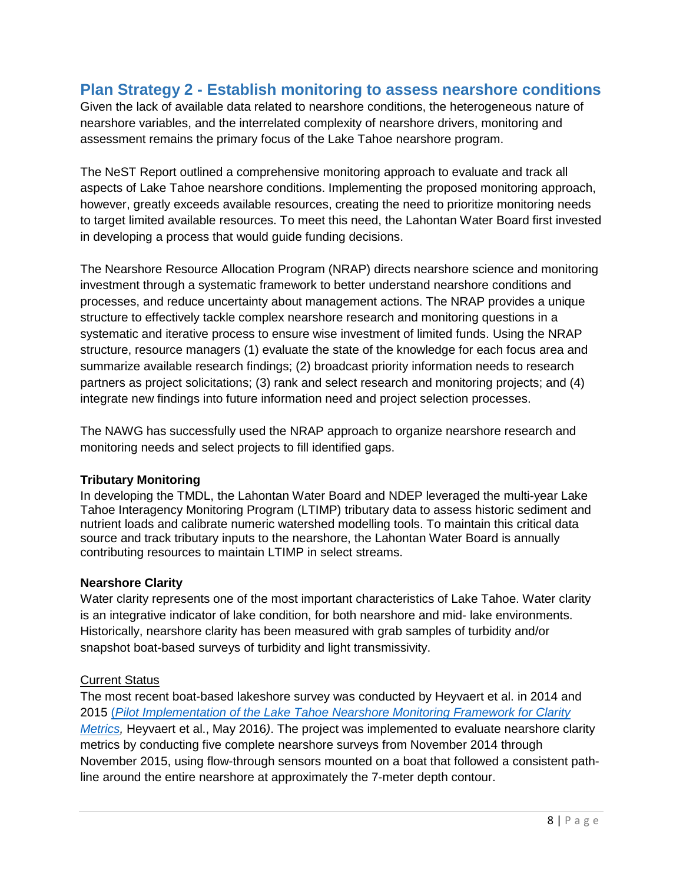## Plan Strategy 2 - Establish monitoring to assess nearshore conditions

Given the lack of available data related to nearshore conditions, the heterogeneous nature of nearshore variables, and the interrelated complexity of nearshore drivers, monitoring and assessment remains the primary focus of the Lake Tahoe nearshore program.

The NeST Report outlined a comprehensive monitoring approach to evaluate and track all aspects of Lake Tahoe nearshore conditions. Implementing the proposed monitoring approach, however, greatly exceeds available resources, creating the need to prioritize monitoring needs to target limited available resources. To meet this need, the Lahontan Water Board first invested in developing a process that would guide funding decisions.

The Nearshore Resource Allocation Program (NRAP) directs nearshore science and monitoring investment through a systematic framework to better understand nearshore conditions and processes, and reduce uncertainty about management actions. The NRAP provides a unique structure to effectively tackle complex nearshore research and monitoring questions in a systematic and iterative process to ensure wise investment of limited funds. Using the NRAP structure, resource managers (1) evaluate the state of the knowledge for each focus area and summarize available research findings; (2) broadcast priority information needs to research partners as project solicitations; (3) rank and select research and monitoring projects; and (4) integrate new findings into future information need and project selection processes.

The NAWG has successfully used the NRAP approach to organize nearshore research and monitoring needs and select projects to fill identified gaps.

### Tributary Monitoring

In developing the TMDL, the Lahontan Water Board and NDEP leveraged the multi-year Lake Tahoe Interagency Monitoring Program (LTIMP) tributary data to assess historic sediment and nutrient loads and calibrate numeric watershed modelling tools. To maintain this critical data source and track tributary inputs to the nearshore, the Lahontan Water Board is annually contributing resources to maintain LTIMP in select streams.

### Nearshore Clarity

Water clarity represents one of the most important characteristics of Lake Tahoe. Water clarity is an integrative indicator of lake condition, for both nearshore and mid- lake environments. Historically, nearshore clarity has been measured with grab samples of turbidity and/or snapshot boat-based surveys of turbidity and light transmissivity.

Current Status

The most recent boat-based lakeshore survey was conducted by Heyvaert et al. in 2014 and 2015 (*Pilot Implementation of the Lake Tahoe Nearshore Monitoring Framework for Clarity Metrics*, Heyvaert et al., May 2016). The project was implemented to evaluate nearshore clarity metrics by conducting five complete nearshore surveys from November 2014 through November 2015, using flow-through sensors mounted on a boat that followed a consistent path-line around the entire nearshore at approximately the 7-meter depth contour.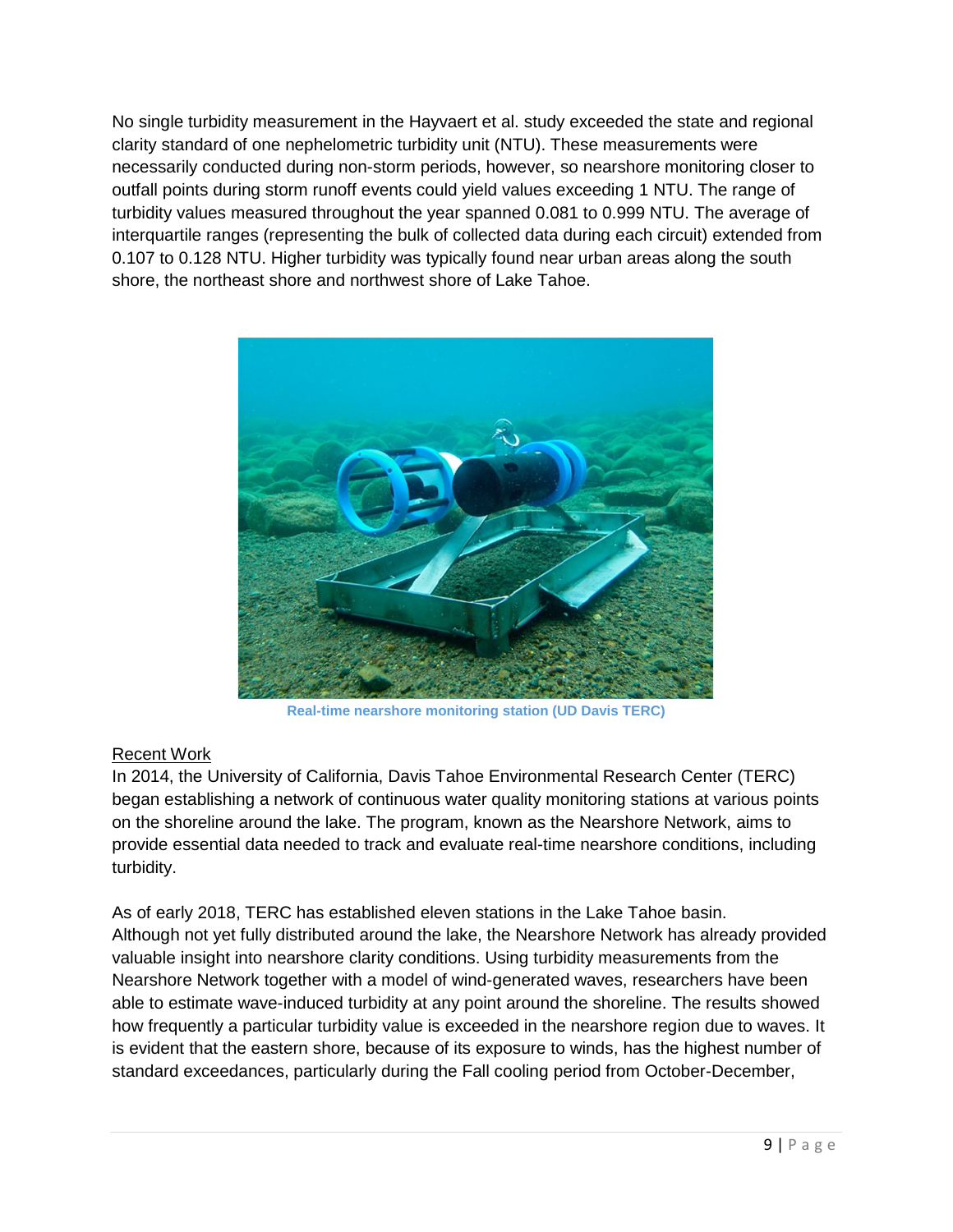No single turbidity measurement in the Hayvaert et al. study exceeded the state and regional clarity standard of one nephelometric turbidity unit (NTU). These measurements were necessarily conducted during non-storm periods, however, so nearshore monitoring closer to outfall points during storm runoff events could yield values exceeding 1 NTU. The range of turbidity values measured throughout the year spanned 0.081 to 0.999 NTU. The average of interquartile ranges (representing the bulk of collected data during each circuit) extended from 0.107 to 0.128 NTU. Higher turbidity was typically found near urban areas along the south shore, the northeast shore and northwest shore of Lake Tahoe.

**Real-time nearshore monitoring station (UD Davis TERC)**

<u>Recent Work</u>

In 2014, the University of California, Davis Tahoe Environmental Research Center (TERC) began establishing a network of continuous water quality monitoring stations at various points on the shoreline around the lake. The program, known as the Nearshore Network, aims to provide essential data needed to track and evaluate real-time nearshore conditions, including turbidity.

As of early 2018, TERC has established eleven stations in the Lake Tahoe basin. Although not yet fully distributed around the lake, the Nearshore Network has already provided valuable insight into nearshore clarity conditions. Using turbidity measurements from the Nearshore Network together with a model of wind-generated waves, researchers have been able to estimate wave-induced turbidity at any point around the shoreline. The results showed how frequently a particular turbidity value is exceeded in the nearshore region due to waves. It is evident that the eastern shore, because of its exposure to winds, has the highest number of standard exceedances, particularly during the Fall cooling period from October-December,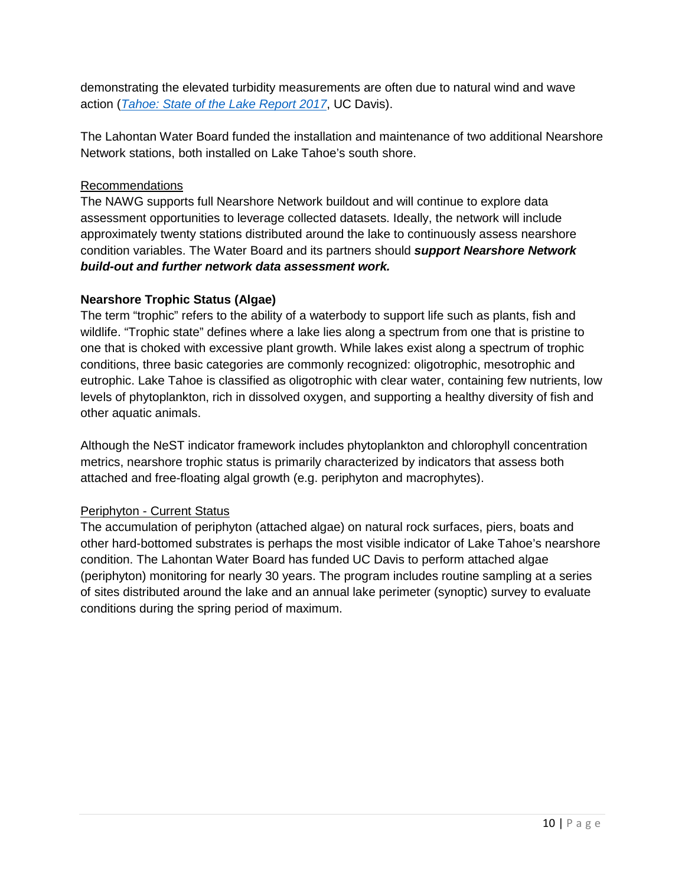demonstrating the elevated turbidity measurements are often due to natural wind and wave action (*Tahoe: State of the Lake Report 2017*, UC Davis).

The Lahontan Water Board funded the installation and maintenance of two additional Nearshore Network stations, both installed on Lake Tahoe's south shore.

Recommendations

The NAWG supports full Nearshore Network buildout and will continue to explore data assessment opportunities to leverage collected datasets. Ideally, the network will include approximately twenty stations distributed around the lake to continuously assess nearshore condition variables. The Water Board and its partners should ***support Nearshore Network build-out and further network data assessment work.***

### Nearshore Trophic Status (Algae)

The term "trophic" refers to the ability of a waterbody to support life such as plants, fish and wildlife. "Trophic state" defines where a lake lies along a spectrum from one that is pristine to one that is choked with excessive plant growth. While lakes exist along a spectrum of trophic conditions, three basic categories are commonly recognized: oligotrophic, mesotrophic and eutrophic. Lake Tahoe is classified as oligotrophic with clear water, containing few nutrients, low levels of phytoplankton, rich in dissolved oxygen, and supporting a healthy diversity of fish and other aquatic animals.

Although the NeST indicator framework includes phytoplankton and chlorophyll concentration metrics, nearshore trophic status is primarily characterized by indicators that assess both attached and free-floating algal growth (e.g. periphyton and macrophytes).

Periphyton - Current Status

The accumulation of periphyton (attached algae) on natural rock surfaces, piers, boats and other hard-bottomed substrates is perhaps the most visible indicator of Lake Tahoe's nearshore condition. The Lahontan Water Board has funded UC Davis to perform attached algae (periphyton) monitoring for nearly 30 years. The program includes routine sampling at a series of sites distributed around the lake and an annual lake perimeter (synoptic) survey to evaluate conditions during the spring period of maximum.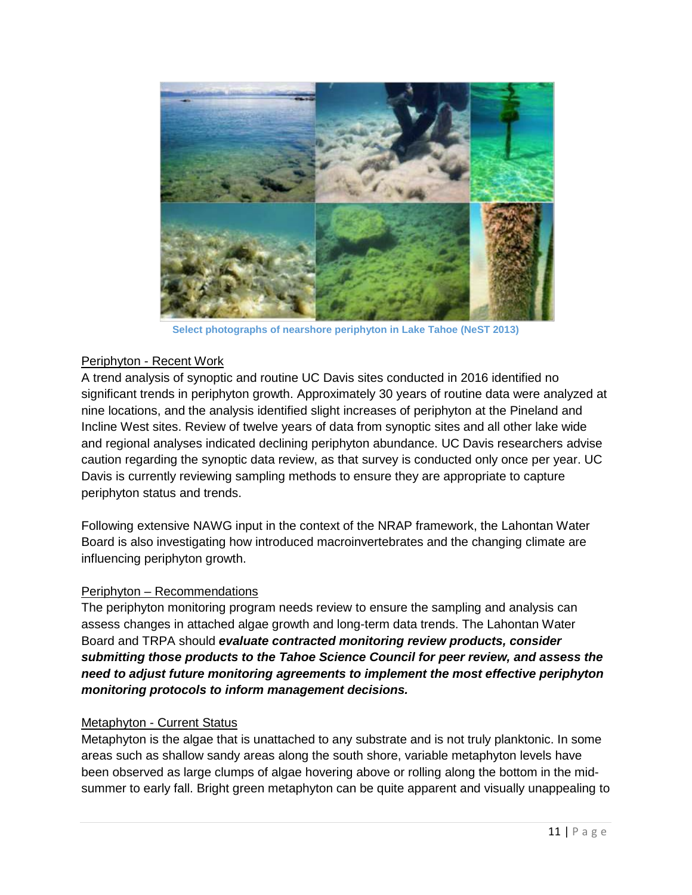Select photographs of nearshore periphyton in Lake Tahoe (NeST 2013)

Periphyton - Recent Work

A trend analysis of synoptic and routine UC Davis sites conducted in 2016 identified no significant trends in periphyton growth. Approximately 30 years of routine data were analyzed at nine locations, and the analysis identified slight increases of periphyton at the Pineland and Incline West sites. Review of twelve years of data from synoptic sites and all other lake wide and regional analyses indicated declining periphyton abundance. UC Davis researchers advise caution regarding the synoptic data review, as that survey is conducted only once per year. UC Davis is currently reviewing sampling methods to ensure they are appropriate to capture periphyton status and trends.

Following extensive NAWG input in the context of the NRAP framework, the Lahontan Water Board is also investigating how introduced macroinvertebrates and the changing climate are influencing periphyton growth.

Periphyton – Recommendations

The periphyton monitoring program needs review to ensure the sampling and analysis can assess changes in attached algae growth and long-term data trends. The Lahontan Water Board and TRPA should ***evaluate contracted monitoring review products, consider submitting those products to the Tahoe Science Council for peer review, and assess the need to adjust future monitoring agreements to implement the most effective periphyton monitoring protocols to inform management decisions.***

Metaphyton - Current Status

Metaphyton is the algae that is unattached to any substrate and is not truly planktonic. In some areas such as shallow sandy areas along the south shore, variable metaphyton levels have been observed as large clumps of algae hovering above or rolling along the bottom in the mid-summer to early fall. Bright green metaphyton can be quite apparent and visually unappealing to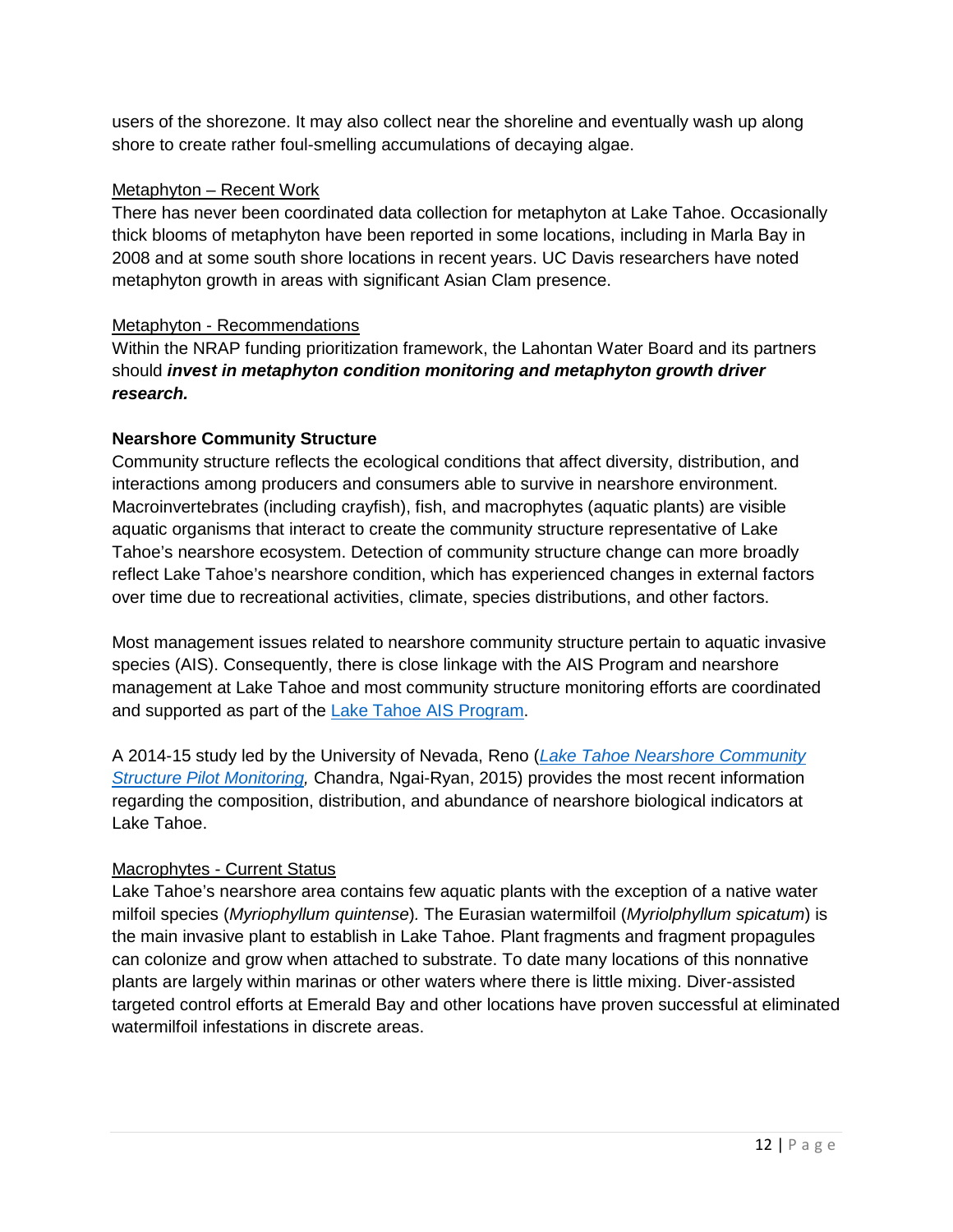users of the shorezone. It may also collect near the shoreline and eventually wash up along shore to create rather foul-smelling accumulations of decaying algae.

Metaphyton – Recent Work

There has never been coordinated data collection for metaphyton at Lake Tahoe. Occasionally thick blooms of metaphyton have been reported in some locations, including in Marla Bay in 2008 and at some south shore locations in recent years. UC Davis researchers have noted metaphyton growth in areas with significant Asian Clam presence.

Metaphyton - Recommendations

Within the NRAP funding prioritization framework, the Lahontan Water Board and its partners should ***invest in metaphyton condition monitoring and metaphyton growth driver research.***

**Nearshore Community Structure**

Community structure reflects the ecological conditions that affect diversity, distribution, and interactions among producers and consumers able to survive in nearshore environment. Macroinvertebrates (including crayfish), fish, and macrophytes (aquatic plants) are visible aquatic organisms that interact to create the community structure representative of Lake Tahoe's nearshore ecosystem. Detection of community structure change can more broadly reflect Lake Tahoe's nearshore condition, which has experienced changes in external factors over time due to recreational activities, climate, species distributions, and other factors.

Most management issues related to nearshore community structure pertain to aquatic invasive species (AIS). Consequently, there is close linkage with the AIS Program and nearshore management at Lake Tahoe and most community structure monitoring efforts are coordinated and supported as part of the Lake Tahoe AIS Program.

A 2014-15 study led by the University of Nevada, Reno (*Lake Tahoe Nearshore Community Structure Pilot Monitoring,* Chandra, Ngai-Ryan, 2015) provides the most recent information regarding the composition, distribution, and abundance of nearshore biological indicators at Lake Tahoe.

Macrophytes - Current Status

Lake Tahoe's nearshore area contains few aquatic plants with the exception of a native water milfoil species (*Myriophyllum quintense*)*.* The Eurasian watermilfoil (*Myriolphyllum spicatum*) is the main invasive plant to establish in Lake Tahoe. Plant fragments and fragment propagules can colonize and grow when attached to substrate. To date many locations of this nonnative plants are largely within marinas or other waters where there is little mixing. Diver-assisted targeted control efforts at Emerald Bay and other locations have proven successful at eliminated watermilfoil infestations in discrete areas.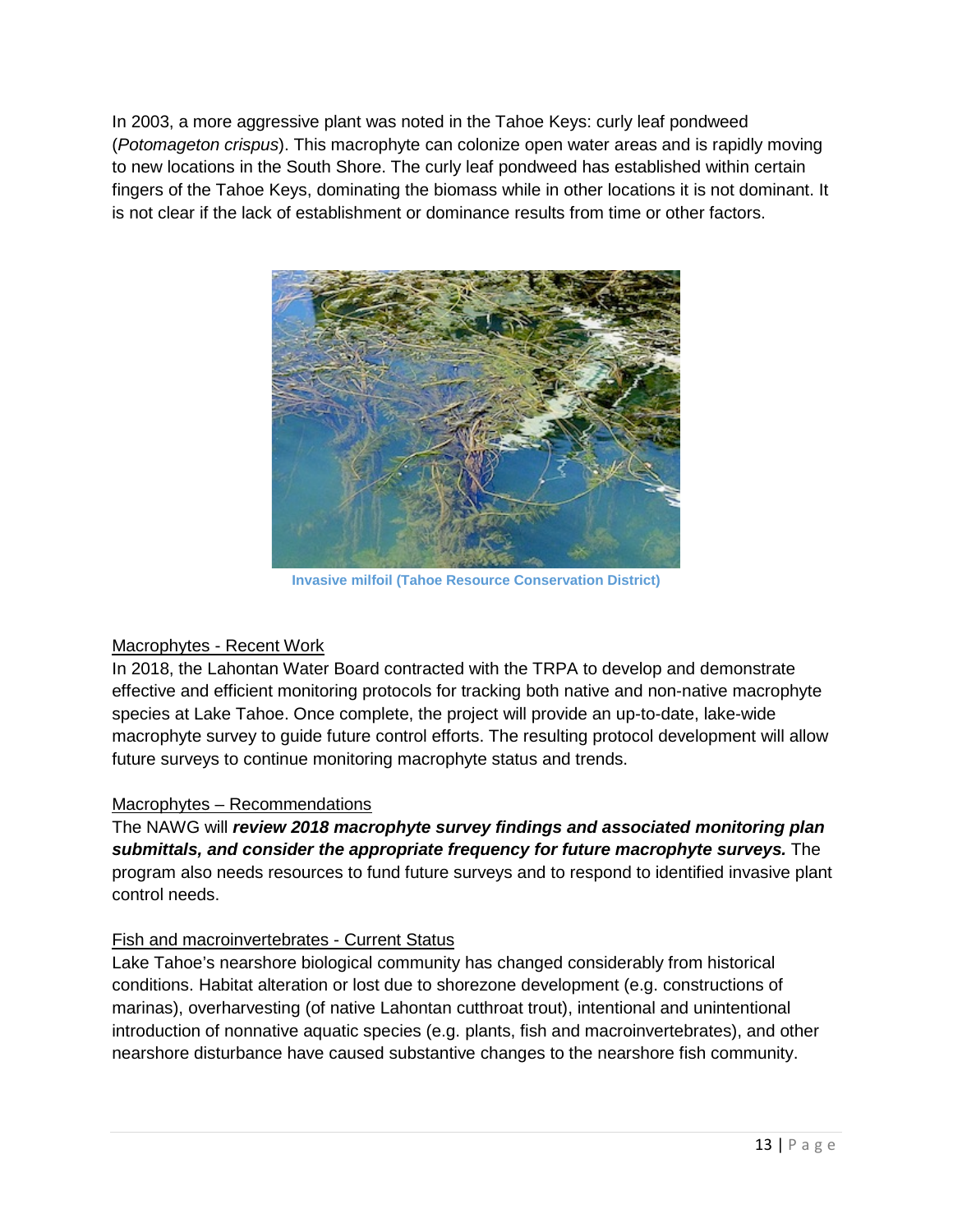In 2003, a more aggressive plant was noted in the Tahoe Keys: curly leaf pondweed (*Potomageton crispus*). This macrophyte can colonize open water areas and is rapidly moving to new locations in the South Shore. The curly leaf pondweed has established within certain fingers of the Tahoe Keys, dominating the biomass while in other locations it is not dominant. It is not clear if the lack of establishment or dominance results from time or other factors.

**Invasive milfoil (Tahoe Resource Conservation District)**

### Macrophytes - Recent Work

In 2018, the Lahontan Water Board contracted with the TRPA to develop and demonstrate effective and efficient monitoring protocols for tracking both native and non-native macrophyte species at Lake Tahoe. Once complete, the project will provide an up-to-date, lake-wide macrophyte survey to guide future control efforts. The resulting protocol development will allow future surveys to continue monitoring macrophyte status and trends.

### Macrophytes – Recommendations

The NAWG will ***review 2018 macrophyte survey findings and associated monitoring plan submittals, and consider the appropriate frequency for future macrophyte surveys.*** The program also needs resources to fund future surveys and to respond to identified invasive plant control needs.

### Fish and macroinvertebrates - Current Status

Lake Tahoe's nearshore biological community has changed considerably from historical conditions. Habitat alteration or lost due to shorezone development (e.g. constructions of marinas), overharvesting (of native Lahontan cutthroat trout), intentional and unintentional introduction of nonnative aquatic species (e.g. plants, fish and macroinvertebrates), and other nearshore disturbance have caused substantive changes to the nearshore fish community.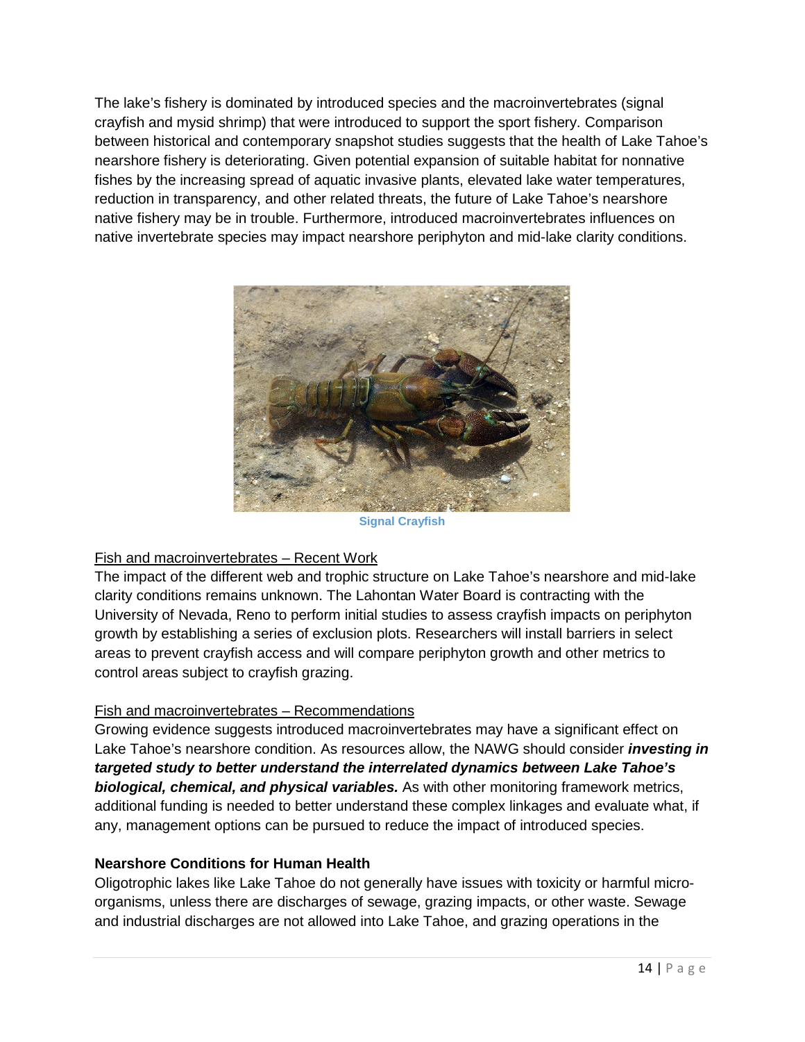The lake's fishery is dominated by introduced species and the macroinvertebrates (signal crayfish and mysid shrimp) that were introduced to support the sport fishery. Comparison between historical and contemporary snapshot studies suggests that the health of Lake Tahoe's nearshore fishery is deteriorating. Given potential expansion of suitable habitat for nonnative fishes by the increasing spread of aquatic invasive plants, elevated lake water temperatures, reduction in transparency, and other related threats, the future of Lake Tahoe's nearshore native fishery may be in trouble. Furthermore, introduced macroinvertebrates influences on native invertebrate species may impact nearshore periphyton and mid-lake clarity conditions.

Signal Crayfish

Fish and macroinvertebrates – Recent Work

The impact of the different web and trophic structure on Lake Tahoe's nearshore and mid-lake clarity conditions remains unknown. The Lahontan Water Board is contracting with the University of Nevada, Reno to perform initial studies to assess crayfish impacts on periphyton growth by establishing a series of exclusion plots. Researchers will install barriers in select areas to prevent crayfish access and will compare periphyton growth and other metrics to control areas subject to crayfish grazing.

Fish and macroinvertebrates – Recommendations

Growing evidence suggests introduced macroinvertebrates may have a significant effect on Lake Tahoe's nearshore condition. As resources allow, the NAWG should consider ***investing in targeted study to better understand the interrelated dynamics between Lake Tahoe's biological, chemical, and physical variables.*** As with other monitoring framework metrics, additional funding is needed to better understand these complex linkages and evaluate what, if any, management options can be pursued to reduce the impact of introduced species.

**Nearshore Conditions for Human Health**

Oligotrophic lakes like Lake Tahoe do not generally have issues with toxicity or harmful micro-organisms, unless there are discharges of sewage, grazing impacts, or other waste. Sewage and industrial discharges are not allowed into Lake Tahoe, and grazing operations in the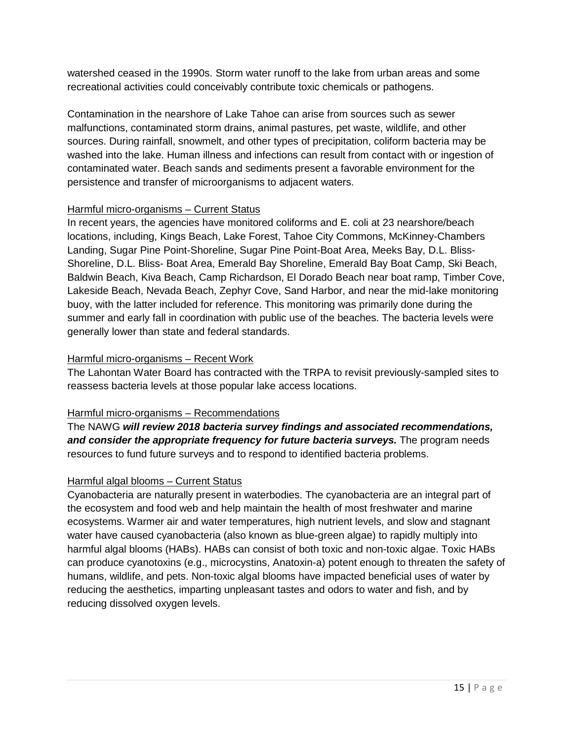watershed ceased in the 1990s. Storm water runoff to the lake from urban areas and some recreational activities could conceivably contribute toxic chemicals or pathogens.

Contamination in the nearshore of Lake Tahoe can arise from sources such as sewer malfunctions, contaminated storm drains, animal pastures, pet waste, wildlife, and other sources. During rainfall, snowmelt, and other types of precipitation, coliform bacteria may be washed into the lake. Human illness and infections can result from contact with or ingestion of contaminated water. Beach sands and sediments present a favorable environment for the persistence and transfer of microorganisms to adjacent waters.

<u>Harmful micro-organisms – Current Status</u>

In recent years, the agencies have monitored coliforms and E. coli at 23 nearshore/beach locations, including, Kings Beach, Lake Forest, Tahoe City Commons, McKinney-Chambers Landing, Sugar Pine Point-Shoreline, Sugar Pine Point-Boat Area, Meeks Bay, D.L. Bliss-Shoreline, D.L. Bliss- Boat Area, Emerald Bay Shoreline, Emerald Bay Boat Camp, Ski Beach, Baldwin Beach, Kiva Beach, Camp Richardson, El Dorado Beach near boat ramp, Timber Cove, Lakeside Beach, Nevada Beach, Zephyr Cove, Sand Harbor, and near the mid-lake monitoring buoy, with the latter included for reference. This monitoring was primarily done during the summer and early fall in coordination with public use of the beaches. The bacteria levels were generally lower than state and federal standards.

<u>Harmful micro-organisms – Recent Work</u>

The Lahontan Water Board has contracted with the TRPA to revisit previously-sampled sites to reassess bacteria levels at those popular lake access locations.

<u>Harmful micro-organisms – Recommendations</u>

The NAWG ***will review 2018 bacteria survey findings and associated recommendations, and consider the appropriate frequency for future bacteria surveys.*** The program needs resources to fund future surveys and to respond to identified bacteria problems.

<u>Harmful algal blooms – Current Status</u>

Cyanobacteria are naturally present in waterbodies. The cyanobacteria are an integral part of the ecosystem and food web and help maintain the health of most freshwater and marine ecosystems. Warmer air and water temperatures, high nutrient levels, and slow and stagnant water have caused cyanobacteria (also known as blue-green algae) to rapidly multiply into harmful algal blooms (HABs). HABs can consist of both toxic and non-toxic algae. Toxic HABs can produce cyanotoxins (e.g., microcystins, Anatoxin-a) potent enough to threaten the safety of humans, wildlife, and pets. Non-toxic algal blooms have impacted beneficial uses of water by reducing the aesthetics, imparting unpleasant tastes and odors to water and fish, and by reducing dissolved oxygen levels.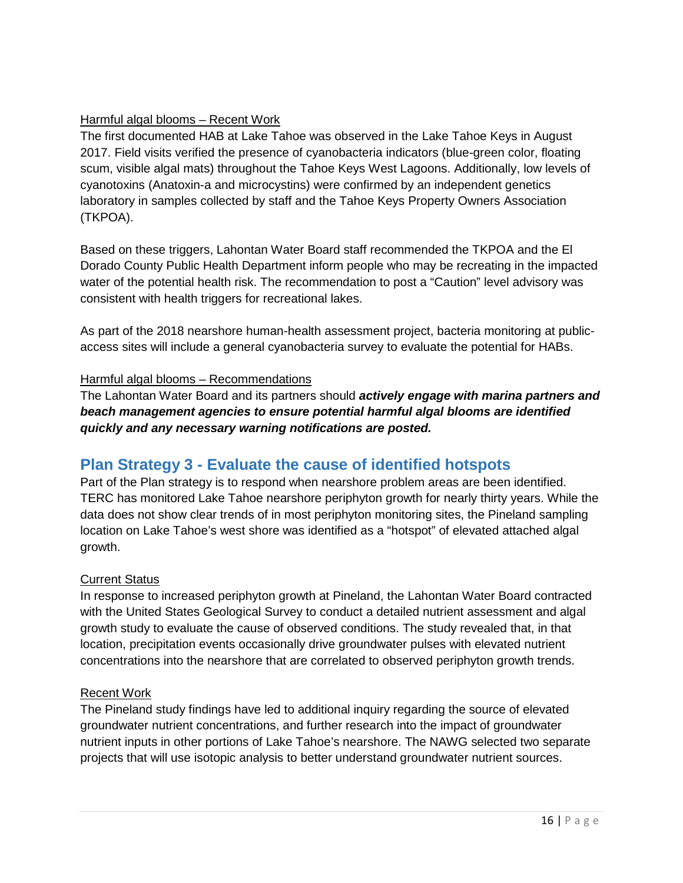Harmful algal blooms – Recent Work

The first documented HAB at Lake Tahoe was observed in the Lake Tahoe Keys in August 2017. Field visits verified the presence of cyanobacteria indicators (blue-green color, floating scum, visible algal mats) throughout the Tahoe Keys West Lagoons. Additionally, low levels of cyanotoxins (Anatoxin-a and microcystins) were confirmed by an independent genetics laboratory in samples collected by staff and the Tahoe Keys Property Owners Association (TKPOA).

Based on these triggers, Lahontan Water Board staff recommended the TKPOA and the El Dorado County Public Health Department inform people who may be recreating in the impacted water of the potential health risk. The recommendation to post a "Caution" level advisory was consistent with health triggers for recreational lakes.

As part of the 2018 nearshore human-health assessment project, bacteria monitoring at public-access sites will include a general cyanobacteria survey to evaluate the potential for HABs.

Harmful algal blooms – Recommendations

The Lahontan Water Board and its partners should ***actively engage with marina partners and beach management agencies to ensure potential harmful algal blooms are identified quickly and any necessary warning notifications are posted.***

## Plan Strategy 3 - Evaluate the cause of identified hotspots

Part of the Plan strategy is to respond when nearshore problem areas are been identified. TERC has monitored Lake Tahoe nearshore periphyton growth for nearly thirty years. While the data does not show clear trends of in most periphyton monitoring sites, the Pineland sampling location on Lake Tahoe's west shore was identified as a "hotspot" of elevated attached algal growth.

Current Status

In response to increased periphyton growth at Pineland, the Lahontan Water Board contracted with the United States Geological Survey to conduct a detailed nutrient assessment and algal growth study to evaluate the cause of observed conditions. The study revealed that, in that location, precipitation events occasionally drive groundwater pulses with elevated nutrient concentrations into the nearshore that are correlated to observed periphyton growth trends.

Recent Work

The Pineland study findings have led to additional inquiry regarding the source of elevated groundwater nutrient concentrations, and further research into the impact of groundwater nutrient inputs in other portions of Lake Tahoe's nearshore. The NAWG selected two separate projects that will use isotopic analysis to better understand groundwater nutrient sources.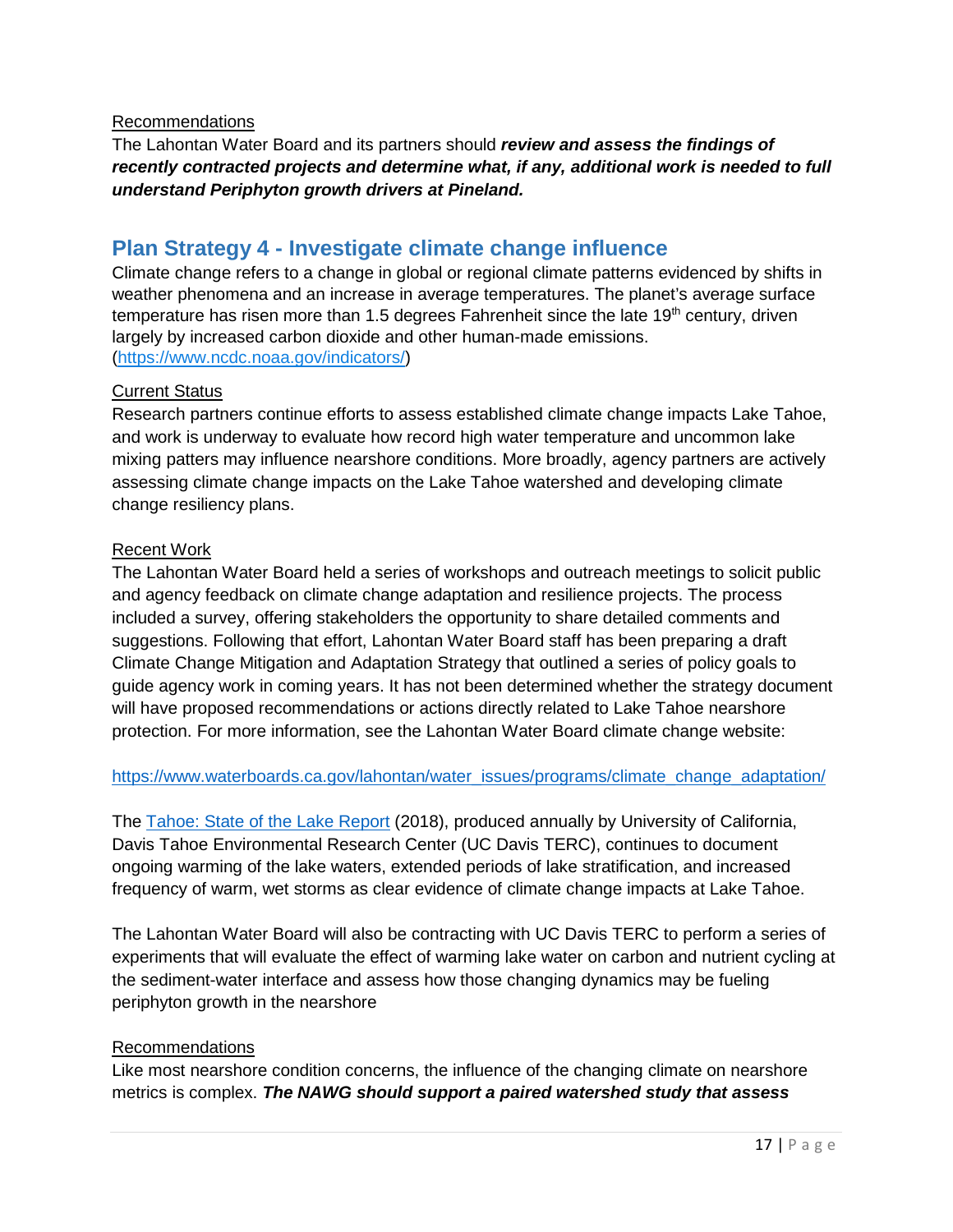Recommendations

The Lahontan Water Board and its partners should ***review and assess the findings of recently contracted projects and determine what, if any, additional work is needed to full understand Periphyton growth drivers at Pineland.***

## Plan Strategy 4 - Investigate climate change influence

Climate change refers to a change in global or regional climate patterns evidenced by shifts in weather phenomena and an increase in average temperatures. The planet's average surface temperature has risen more than 1.5 degrees Fahrenheit since the late 19th century, driven largely by increased carbon dioxide and other human-made emissions. (https://www.ncdc.noaa.gov/indicators/)

Current Status

Research partners continue efforts to assess established climate change impacts Lake Tahoe, and work is underway to evaluate how record high water temperature and uncommon lake mixing patters may influence nearshore conditions. More broadly, agency partners are actively assessing climate change impacts on the Lake Tahoe watershed and developing climate change resiliency plans.

Recent Work

The Lahontan Water Board held a series of workshops and outreach meetings to solicit public and agency feedback on climate change adaptation and resilience projects. The process included a survey, offering stakeholders the opportunity to share detailed comments and suggestions. Following that effort, Lahontan Water Board staff has been preparing a draft Climate Change Mitigation and Adaptation Strategy that outlined a series of policy goals to guide agency work in coming years. It has not been determined whether the strategy document will have proposed recommendations or actions directly related to Lake Tahoe nearshore protection. For more information, see the Lahontan Water Board climate change website:

https://www.waterboards.ca.gov/lahontan/water_issues/programs/climate_change_adaptation/

The Tahoe: State of the Lake Report (2018), produced annually by University of California, Davis Tahoe Environmental Research Center (UC Davis TERC), continues to document ongoing warming of the lake waters, extended periods of lake stratification, and increased frequency of warm, wet storms as clear evidence of climate change impacts at Lake Tahoe.

The Lahontan Water Board will also be contracting with UC Davis TERC to perform a series of experiments that will evaluate the effect of warming lake water on carbon and nutrient cycling at the sediment-water interface and assess how those changing dynamics may be fueling periphyton growth in the nearshore

Recommendations

Like most nearshore condition concerns, the influence of the changing climate on nearshore metrics is complex. ***The NAWG should support a paired watershed study that assess***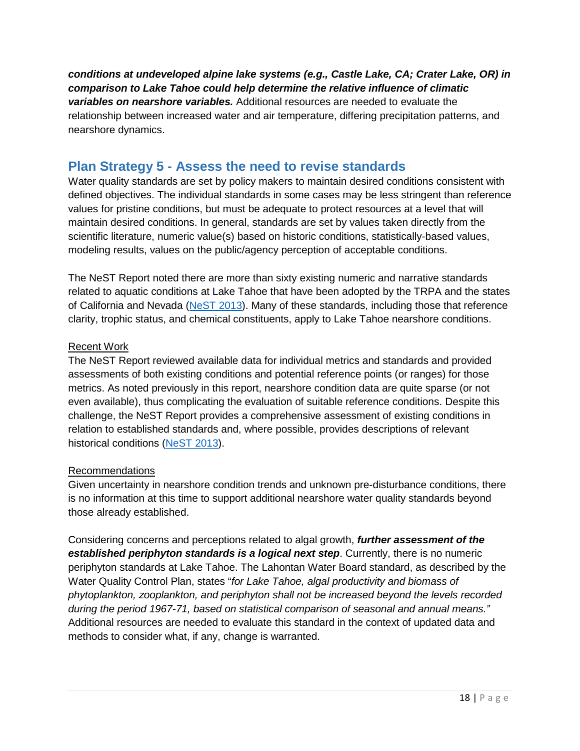***conditions at undeveloped alpine lake systems (e.g., Castle Lake, CA; Crater Lake, OR) in comparison to Lake Tahoe could help determine the relative influence of climatic variables on nearshore variables.*** Additional resources are needed to evaluate the relationship between increased water and air temperature, differing precipitation patterns, and nearshore dynamics.

## Plan Strategy 5 - Assess the need to revise standards

Water quality standards are set by policy makers to maintain desired conditions consistent with defined objectives. The individual standards in some cases may be less stringent than reference values for pristine conditions, but must be adequate to protect resources at a level that will maintain desired conditions. In general, standards are set by values taken directly from the scientific literature, numeric value(s) based on historic conditions, statistically-based values, modeling results, values on the public/agency perception of acceptable conditions.

The NeST Report noted there are more than sixty existing numeric and narrative standards related to aquatic conditions at Lake Tahoe that have been adopted by the TRPA and the states of California and Nevada (NeST 2013). Many of these standards, including those that reference clarity, trophic status, and chemical constituents, apply to Lake Tahoe nearshore conditions.

### Recent Work

The NeST Report reviewed available data for individual metrics and standards and provided assessments of both existing conditions and potential reference points (or ranges) for those metrics. As noted previously in this report, nearshore condition data are quite sparse (or not even available), thus complicating the evaluation of suitable reference conditions. Despite this challenge, the NeST Report provides a comprehensive assessment of existing conditions in relation to established standards and, where possible, provides descriptions of relevant historical conditions (NeST 2013).

### Recommendations

Given uncertainty in nearshore condition trends and unknown pre-disturbance conditions, there is no information at this time to support additional nearshore water quality standards beyond those already established.

Considering concerns and perceptions related to algal growth, ***further assessment of the established periphyton standards is a logical next step***. Currently, there is no numeric periphyton standards at Lake Tahoe. The Lahontan Water Board standard, as described by the Water Quality Control Plan, states "*for Lake Tahoe, algal productivity and biomass of phytoplankton, zooplankton, and periphyton shall not be increased beyond the levels recorded during the period 1967-71, based on statistical comparison of seasonal and annual means.*" Additional resources are needed to evaluate this standard in the context of updated data and methods to consider what, if any, change is warranted.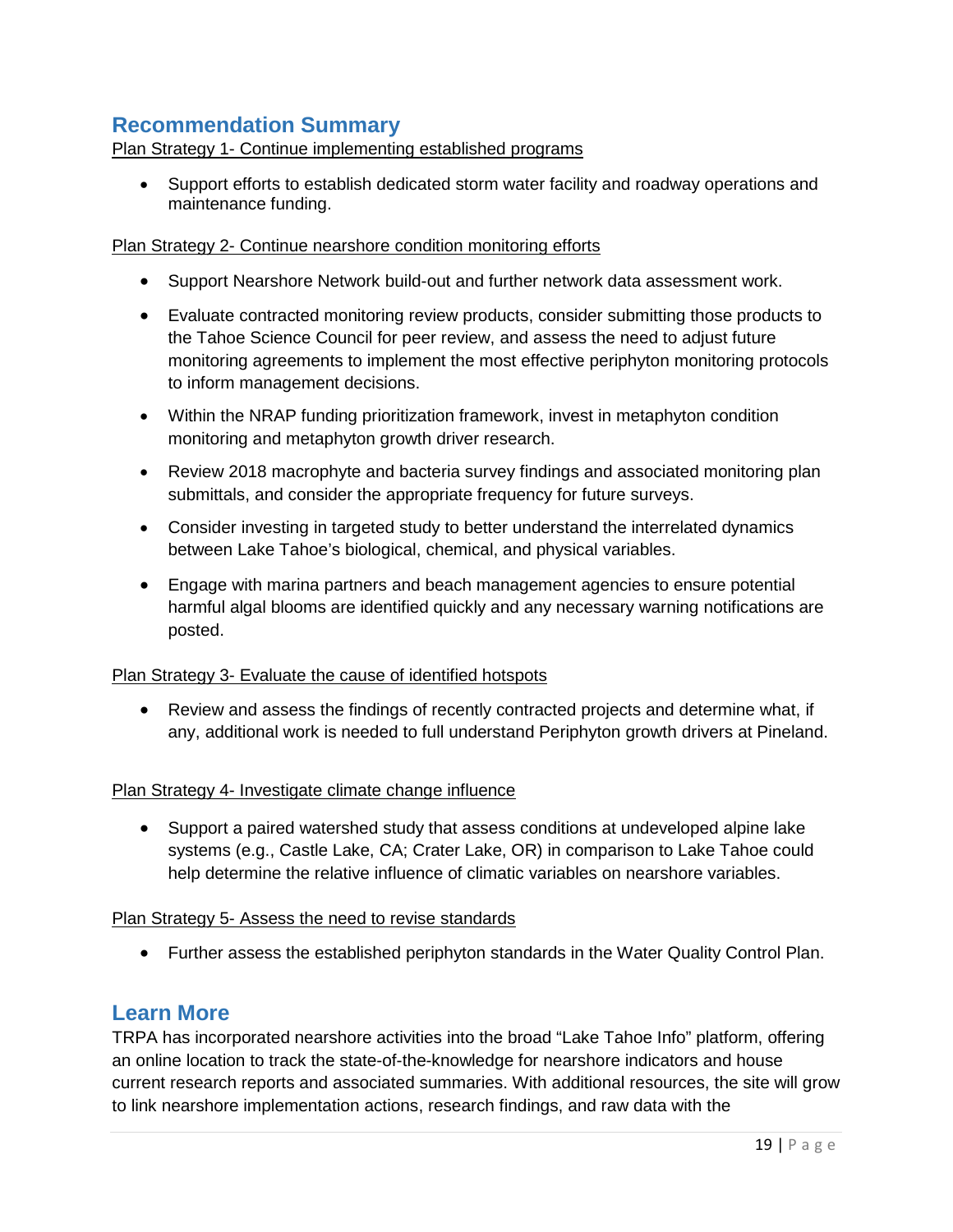## Recommendation Summary

Plan Strategy 1- Continue implementing established programs

- Support efforts to establish dedicated storm water facility and roadway operations and maintenance funding.

Plan Strategy 2- Continue nearshore condition monitoring efforts

- Support Nearshore Network build-out and further network data assessment work.
- Evaluate contracted monitoring review products, consider submitting those products to the Tahoe Science Council for peer review, and assess the need to adjust future monitoring agreements to implement the most effective periphyton monitoring protocols to inform management decisions.
- Within the NRAP funding prioritization framework, invest in metaphyton condition monitoring and metaphyton growth driver research.
- Review 2018 macrophyte and bacteria survey findings and associated monitoring plan submittals, and consider the appropriate frequency for future surveys.
- Consider investing in targeted study to better understand the interrelated dynamics between Lake Tahoe's biological, chemical, and physical variables.
- Engage with marina partners and beach management agencies to ensure potential harmful algal blooms are identified quickly and any necessary warning notifications are posted.

Plan Strategy 3- Evaluate the cause of identified hotspots

- Review and assess the findings of recently contracted projects and determine what, if any, additional work is needed to full understand Periphyton growth drivers at Pineland.

Plan Strategy 4- Investigate climate change influence

- Support a paired watershed study that assess conditions at undeveloped alpine lake systems (e.g., Castle Lake, CA; Crater Lake, OR) in comparison to Lake Tahoe could help determine the relative influence of climatic variables on nearshore variables.

Plan Strategy 5- Assess the need to revise standards

- Further assess the established periphyton standards in the Water Quality Control Plan.

## Learn More

TRPA has incorporated nearshore activities into the broad "Lake Tahoe Info" platform, offering an online location to track the state-of-the-knowledge for nearshore indicators and house current research reports and associated summaries. With additional resources, the site will grow to link nearshore implementation actions, research findings, and raw data with the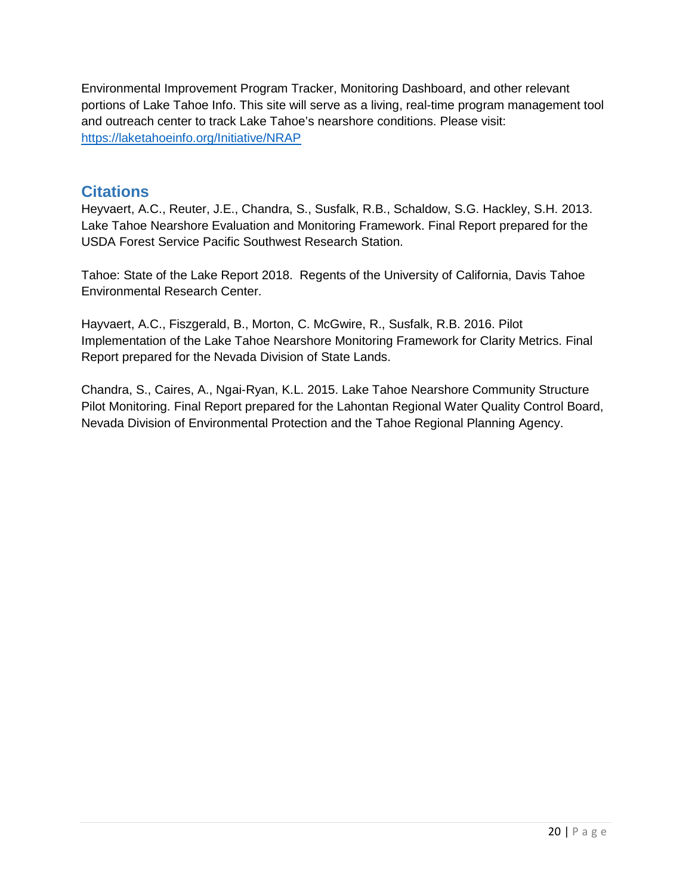Environmental Improvement Program Tracker, Monitoring Dashboard, and other relevant portions of Lake Tahoe Info. This site will serve as a living, real-time program management tool and outreach center to track Lake Tahoe's nearshore conditions. Please visit: [https://laketahoeinfo.org/Initiative/NRAP](https://laketahoeinfo.org/Initiative/NRAP)

## Citations

Heyvaert, A.C., Reuter, J.E., Chandra, S., Susfalk, R.B., Schaldow, S.G. Hackley, S.H. 2013. Lake Tahoe Nearshore Evaluation and Monitoring Framework. Final Report prepared for the USDA Forest Service Pacific Southwest Research Station.

Tahoe: State of the Lake Report 2018. Regents of the University of California, Davis Tahoe Environmental Research Center.

Hayvaert, A.C., Fiszgerald, B., Morton, C. McGwire, R., Susfalk, R.B. 2016. Pilot Implementation of the Lake Tahoe Nearshore Monitoring Framework for Clarity Metrics. Final Report prepared for the Nevada Division of State Lands.

Chandra, S., Caires, A., Ngai-Ryan, K.L. 2015. Lake Tahoe Nearshore Community Structure Pilot Monitoring. Final Report prepared for the Lahontan Regional Water Quality Control Board, Nevada Division of Environmental Protection and the Tahoe Regional Planning Agency.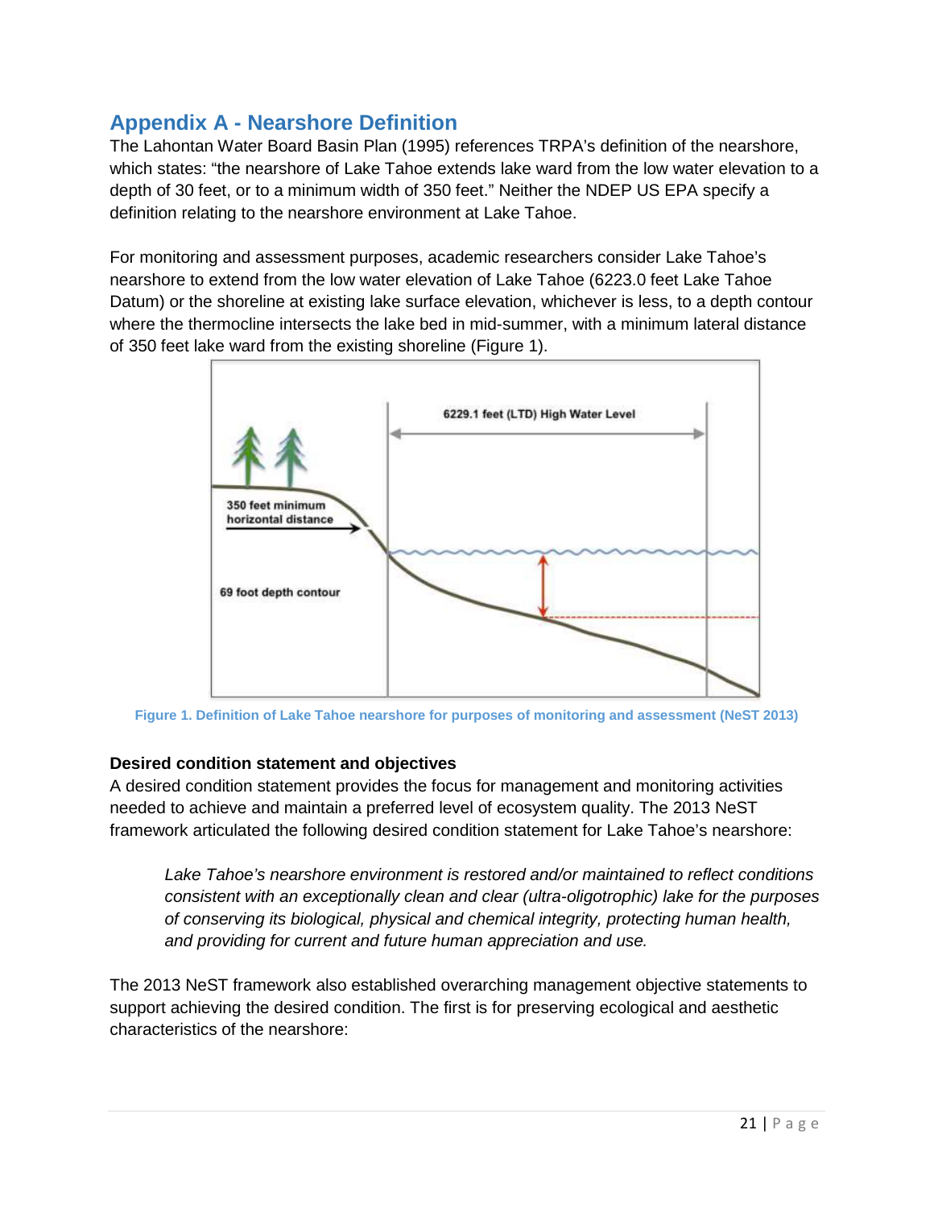## Appendix A - Nearshore Definition

The Lahontan Water Board Basin Plan (1995) references TRPA's definition of the nearshore, which states: "the nearshore of Lake Tahoe extends lake ward from the low water elevation to a depth of 30 feet, or to a minimum width of 350 feet." Neither the NDEP US EPA specify a definition relating to the nearshore environment at Lake Tahoe.

For monitoring and assessment purposes, academic researchers consider Lake Tahoe's nearshore to extend from the low water elevation of Lake Tahoe (6223.0 feet Lake Tahoe Datum) or the shoreline at existing lake surface elevation, whichever is less, to a depth contour where the thermocline intersects the lake bed in mid-summer, with a minimum lateral distance of 350 feet lake ward from the existing shoreline (Figure 1).

**Figure 1. Definition of Lake Tahoe nearshore for purposes of monitoring and assessment (NeST 2013)**

### Desired condition statement and objectives

A desired condition statement provides the focus for management and monitoring activities needed to achieve and maintain a preferred level of ecosystem quality. The 2013 NeST framework articulated the following desired condition statement for Lake Tahoe's nearshore:

> *Lake Tahoe's nearshore environment is restored and/or maintained to reflect conditions consistent with an exceptionally clean and clear (ultra-oligotrophic) lake for the purposes of conserving its biological, physical and chemical integrity, protecting human health, and providing for current and future human appreciation and use.*

The 2013 NeST framework also established overarching management objective statements to support achieving the desired condition. The first is for preserving ecological and aesthetic characteristics of the nearshore: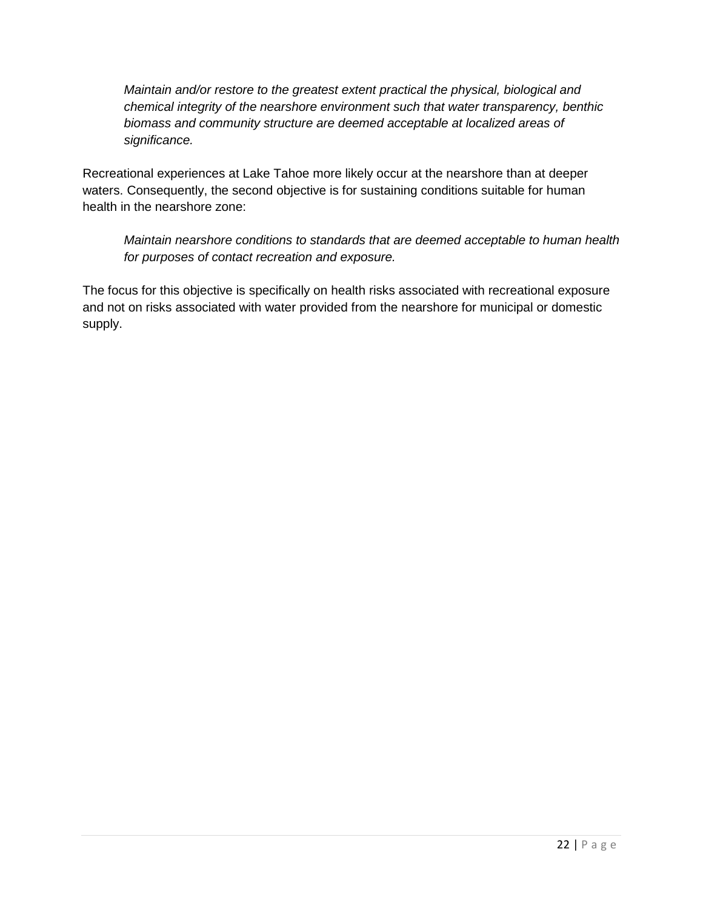*Maintain and/or restore to the greatest extent practical the physical, biological and chemical integrity of the nearshore environment such that water transparency, benthic biomass and community structure are deemed acceptable at localized areas of significance.*

Recreational experiences at Lake Tahoe more likely occur at the nearshore than at deeper waters. Consequently, the second objective is for sustaining conditions suitable for human health in the nearshore zone:

*Maintain nearshore conditions to standards that are deemed acceptable to human health for purposes of contact recreation and exposure.*

The focus for this objective is specifically on health risks associated with recreational exposure and not on risks associated with water provided from the nearshore for municipal or domestic supply.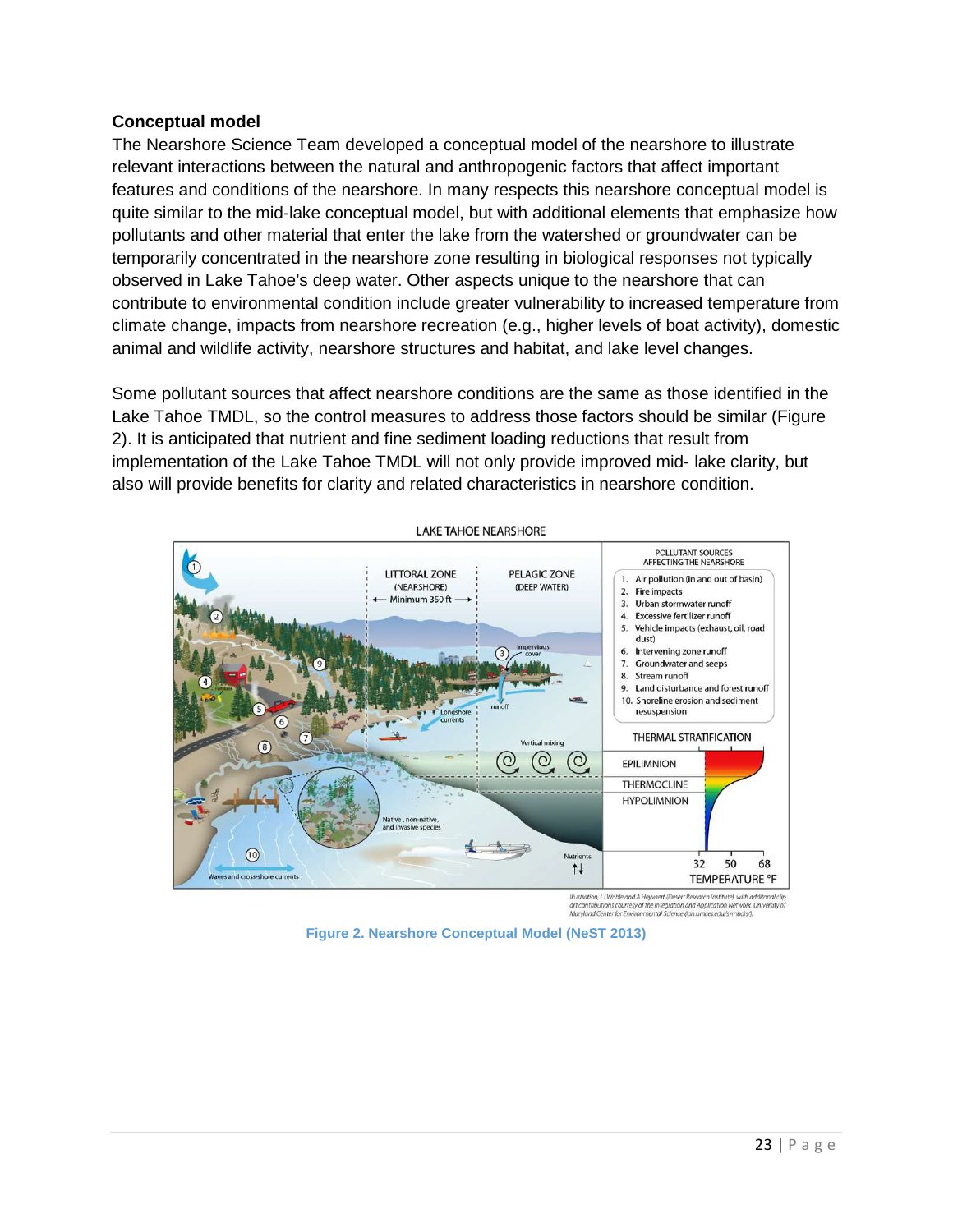**Conceptual model**

The Nearshore Science Team developed a conceptual model of the nearshore to illustrate relevant interactions between the natural and anthropogenic factors that affect important features and conditions of the nearshore. In many respects this nearshore conceptual model is quite similar to the mid-lake conceptual model, but with additional elements that emphasize how pollutants and other material that enter the lake from the watershed or groundwater can be temporarily concentrated in the nearshore zone resulting in biological responses not typically observed in Lake Tahoe's deep water. Other aspects unique to the nearshore that can contribute to environmental condition include greater vulnerability to increased temperature from climate change, impacts from nearshore recreation (e.g., higher levels of boat activity), domestic animal and wildlife activity, nearshore structures and habitat, and lake level changes.

Some pollutant sources that affect nearshore conditions are the same as those identified in the Lake Tahoe TMDL, so the control measures to address those factors should be similar (Figure 2). It is anticipated that nutrient and fine sediment loading reductions that result from implementation of the Lake Tahoe TMDL will not only provide improved mid- lake clarity, but also will provide benefits for clarity and related characteristics in nearshore condition.

LAKE TAHOE NEARSHORE

POLLUTANT SOURCES AFFECTING THE NEARSHORE

1. Air pollution (in and out of basin)
2. Fire impacts
3. Urban stormwater runoff
4. Excessive fertilizer runoff
5. Vehicle impacts (exhaust, oil, road dust)
6. Intervening zone runoff
7. Groundwater and seeps
8. Stream runoff
9. Land disturbance and forest runoff
10. Shoreline erosion and sediment resuspension

*Illustration, LJ Wable and A Heyvaert (Desert Research Institute), with additional clip art contributions courtesy of the Integration and Application Network, University of Maryland Center for Environmental Science (ian.umces.edu/symbols/).*

**Figure 2. Nearshore Conceptual Model (NeST 2013)**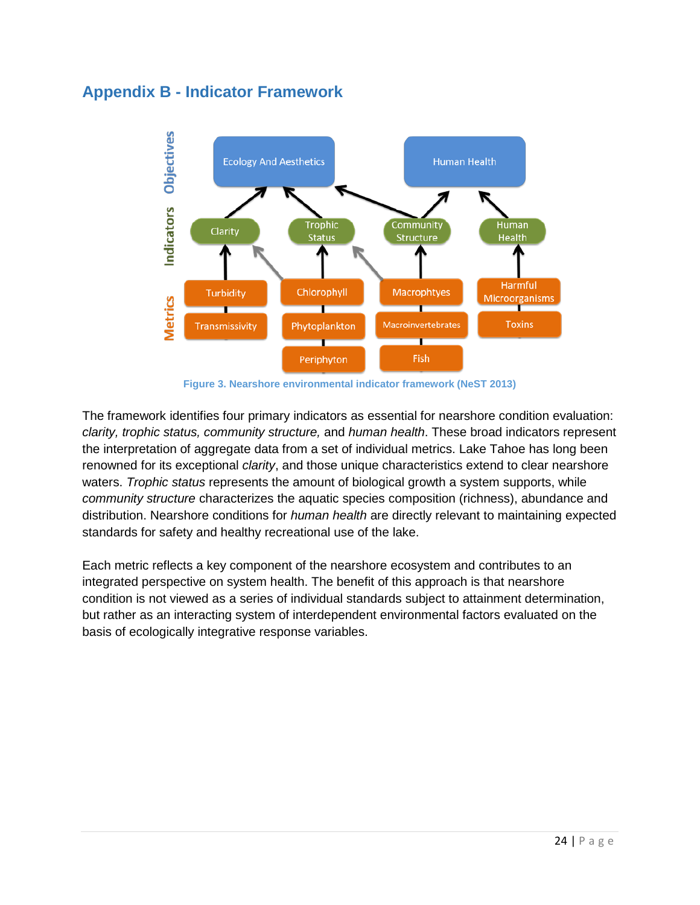## Appendix B - Indicator Framework

Objectives

Ecology And Aesthetics

Human Health

Indicators

Clarity

Trophic Status

Community Structure

Human Health

Metrics

Turbidity

Transmissivity

Chlorophyll

Phytoplankton

Periphyton

Macrophtyes

Macroinvertebrates

Fish

Harmful Microorganisms

Toxins

Figure 3. Nearshore environmental indicator framework (NeST 2013)

The framework identifies four primary indicators as essential for nearshore condition evaluation: *clarity, trophic status, community structure,* and *human health*. These broad indicators represent the interpretation of aggregate data from a set of individual metrics. Lake Tahoe has long been renowned for its exceptional *clarity*, and those unique characteristics extend to clear nearshore waters. *Trophic status* represents the amount of biological growth a system supports, while *community structure* characterizes the aquatic species composition (richness), abundance and distribution. Nearshore conditions for *human health* are directly relevant to maintaining expected standards for safety and healthy recreational use of the lake.

Each metric reflects a key component of the nearshore ecosystem and contributes to an integrated perspective on system health. The benefit of this approach is that nearshore condition is not viewed as a series of individual standards subject to attainment determination, but rather as an interacting system of interdependent environmental factors evaluated on the basis of ecologically integrative response variables.